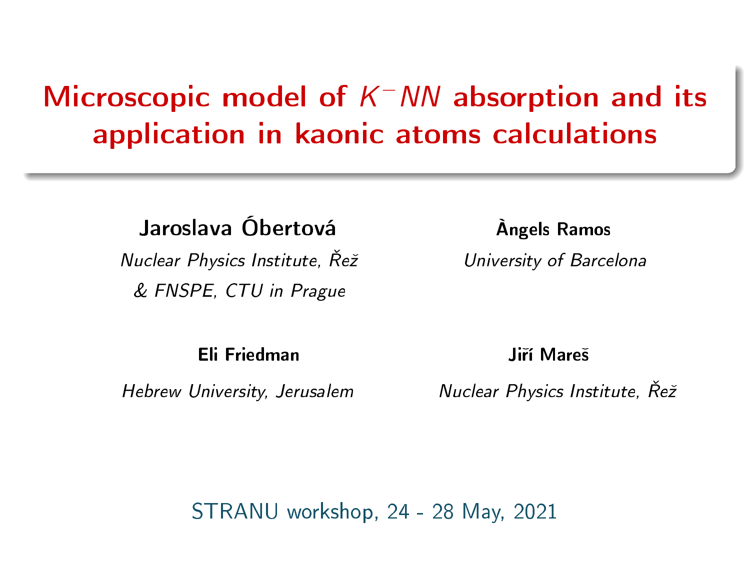# Microscopic model of $K^- NN$ absorption and its application in kaonic atoms calculations

**Jaroslava Óbertová**
*Nuclear Physics Institute, Řež*
*& FNSPE, CTU in Prague*

**Àngels Ramos**
*University of Barcelona*

**Eli Friedman**
*Hebrew University, Jerusalem*

**Jiří Mareš**
*Nuclear Physics Institute, Řež*

STRANU workshop, 24 - 28 May, 2021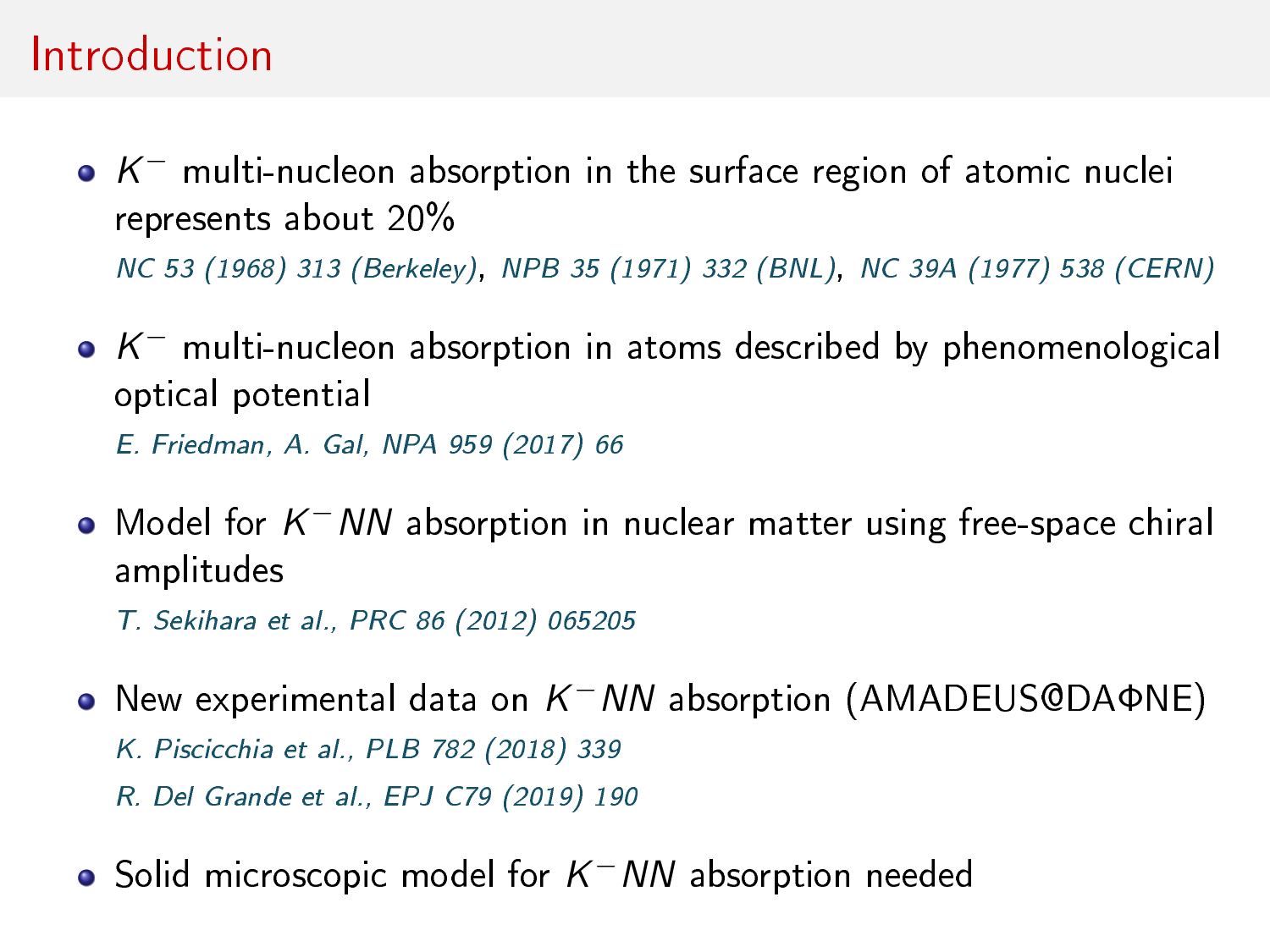# Introduction

- $K^-$ multi-nucleon absorption in the surface region of atomic nuclei represents about 20%

  *NC 53 (1968) 313 (Berkeley)*, *NPB 35 (1971) 332 (BNL)*, *NC 39A (1977) 538 (CERN)*

- $K^-$ multi-nucleon absorption in atoms described by phenomenological optical potential

  *E. Friedman, A. Gal, NPA 959 (2017) 66*

- Model for $K^-NN$ absorption in nuclear matter using free-space chiral amplitudes

  *T. Sekihara et al., PRC 86 (2012) 065205*

- New experimental data on $K^-NN$ absorption (AMADEUS@DAΦNE)

  *K. Piscicchia et al., PLB 782 (2018) 339*

  *R. Del Grande et al., EPJ C79 (2019) 190*

- Solid microscopic model for $K^-NN$ absorption needed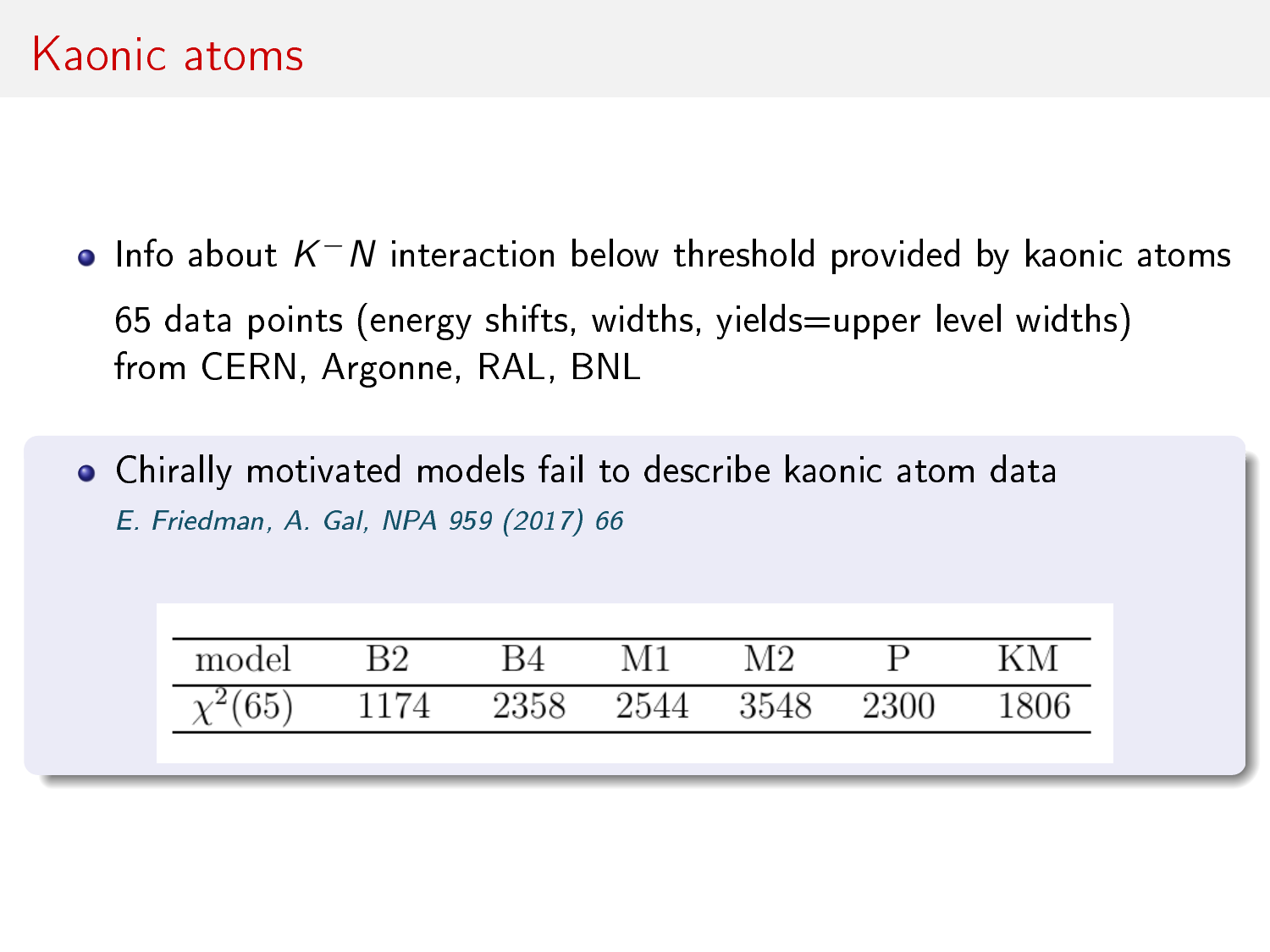# Kaonic atoms

- Info about $K^- N$ interaction below threshold provided by kaonic atoms

  65 data points (energy shifts, widths, yields=upper level widths) from CERN, Argonne, RAL, BNL

- Chirally motivated models fail to describe kaonic atom data

  *E. Friedman, A. Gal, NPA 959 (2017) 66*

| model | B2 | B4 | M1 | M2 | P | KM |
|---|---|---|---|---|---|---|
| $\chi^2(65)$ | 1174 | 2358 | 2544 | 3548 | 2300 | 1806 |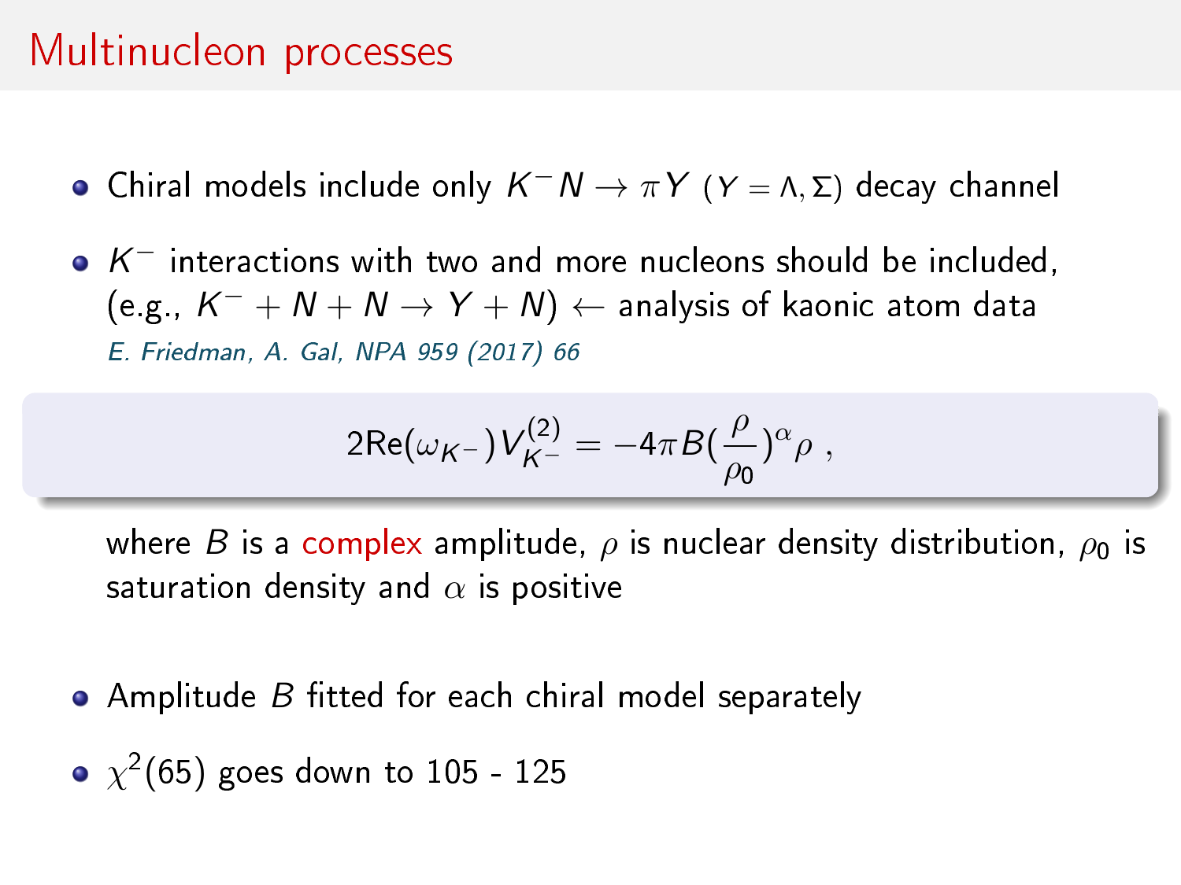# Multinucleon processes

- Chiral models include only $K^-N \rightarrow \pi Y$ ($Y = \Lambda, \Sigma$) decay channel
- $K^-$ interactions with two and more nucleons should be included, (e.g., $K^- + N + N \rightarrow Y + N$) $\leftarrow$ analysis of kaonic atom data
  *E. Friedman, A. Gal, NPA 959 (2017) 66*

$$2\text{Re}(\omega_{K^-})V_{K^-}^{(2)} = -4\pi B(\frac{\rho}{\rho_0})^{\alpha}\rho \ ,$$

where $B$ is a complex amplitude, $\rho$ is nuclear density distribution, $\rho_0$ is saturation density and $\alpha$ is positive

- Amplitude $B$ fitted for each chiral model separately
- $\chi^2(65)$ goes down to 105 - 125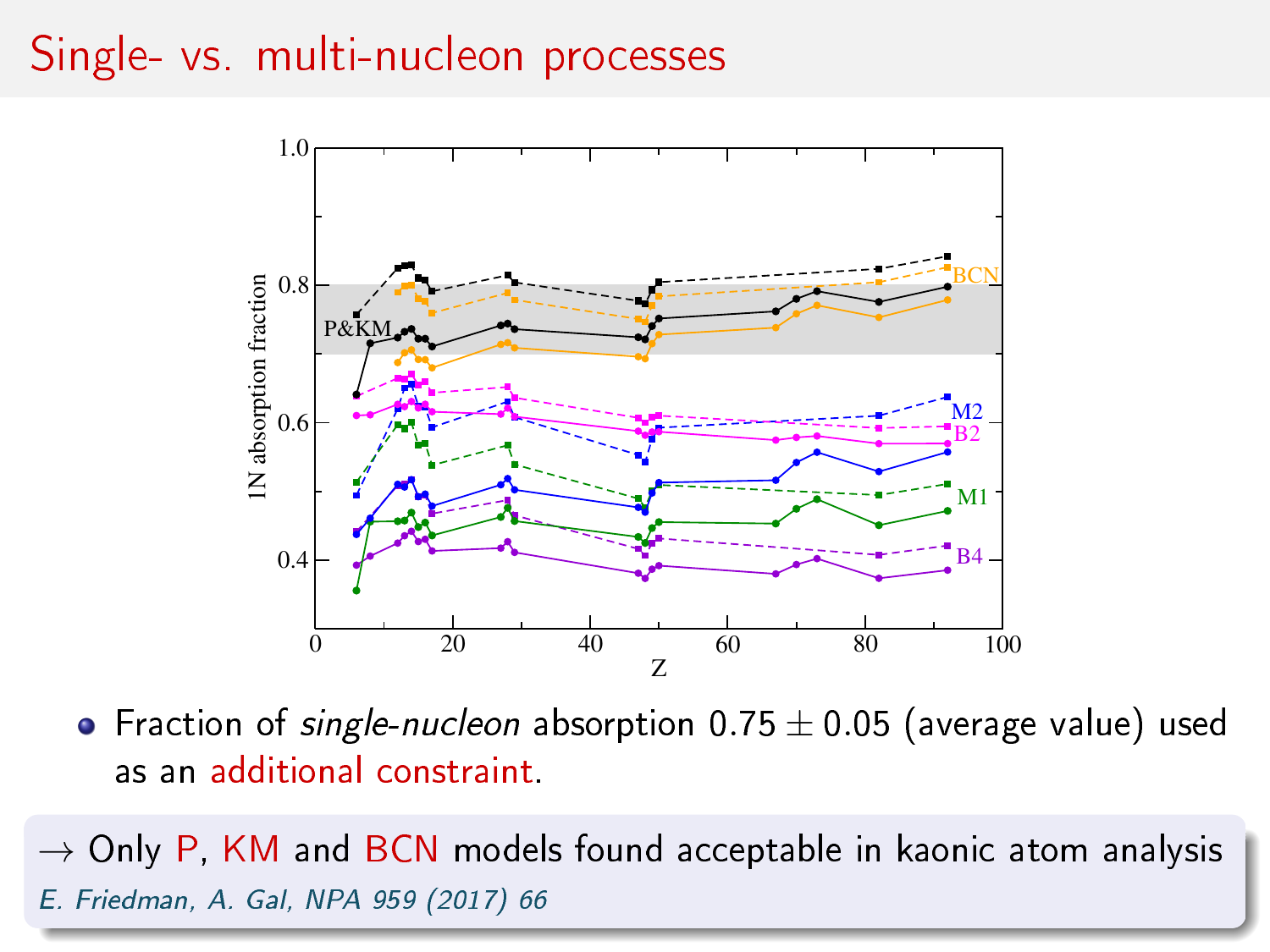# Single- vs. multi-nucleon processes

- Fraction of *single-nucleon* absorption $0.75 \pm 0.05$ (average value) used as an additional constraint.

→ Only P, KM and BCN models found acceptable in kaonic atom analysis

*E. Friedman, A. Gal, NPA 959 (2017) 66*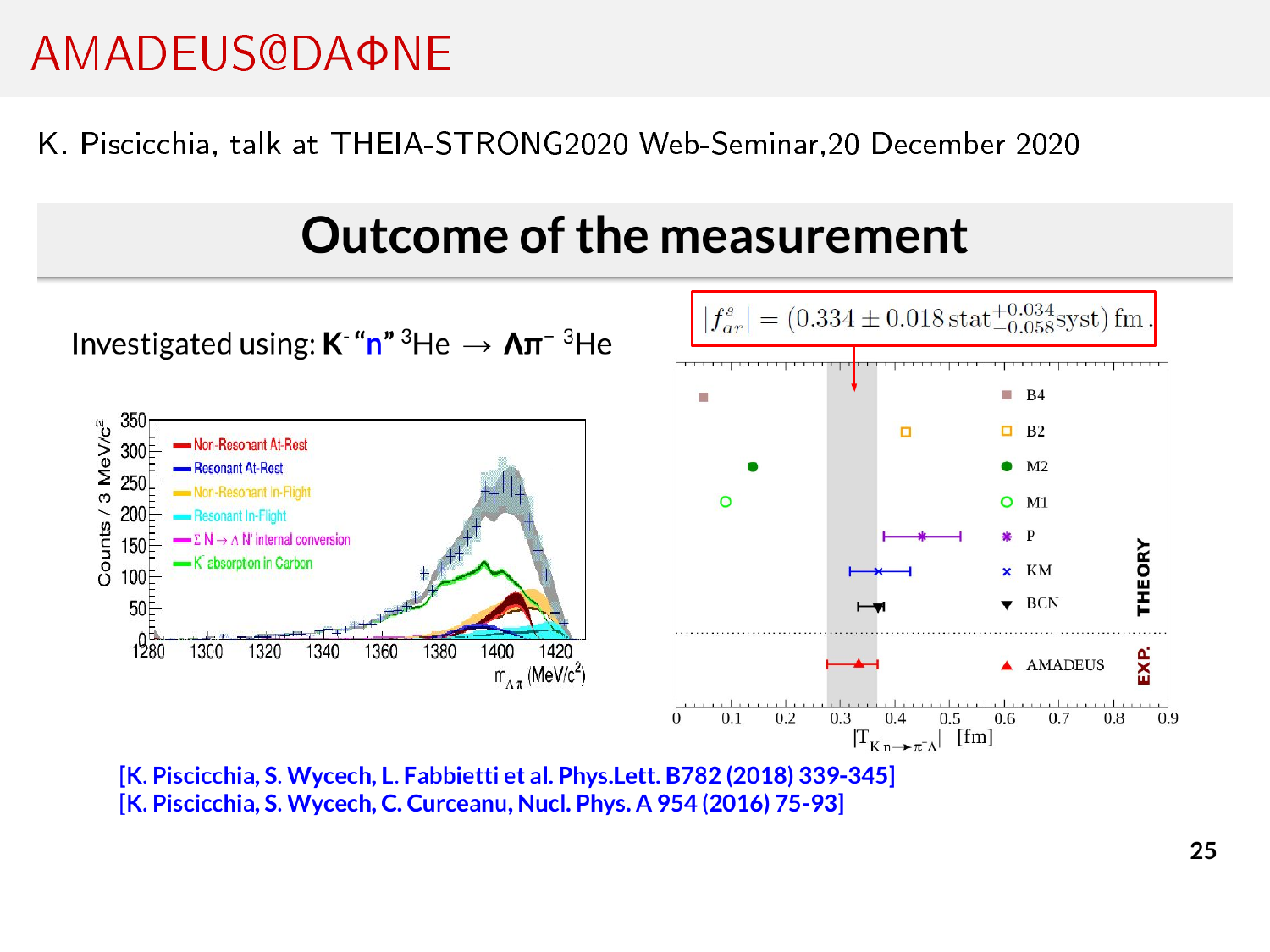# AMADEUS@DAΦNE

K. Piscicchia, talk at THEIA-STRONG2020 Web-Seminar, 20 December 2020

## Outcome of the measurement

Investigated using: **$K^-$ "n" $^3He \rightarrow \Lambda\pi^-$ $^3He$**

$$|f^s_{ar}| = (0.334 \pm 0.018\,\text{stat}^{+0.034}_{-0.058}\text{syst})\ \text{fm}.$$

[K. Piscicchia, S. Wycech, L. Fabbietti et al. Phys.Lett. B782 (2018) 339-345]
[K. Piscicchia, S. Wycech, C. Curceanu, Nucl. Phys. A 954 (2016) 75-93]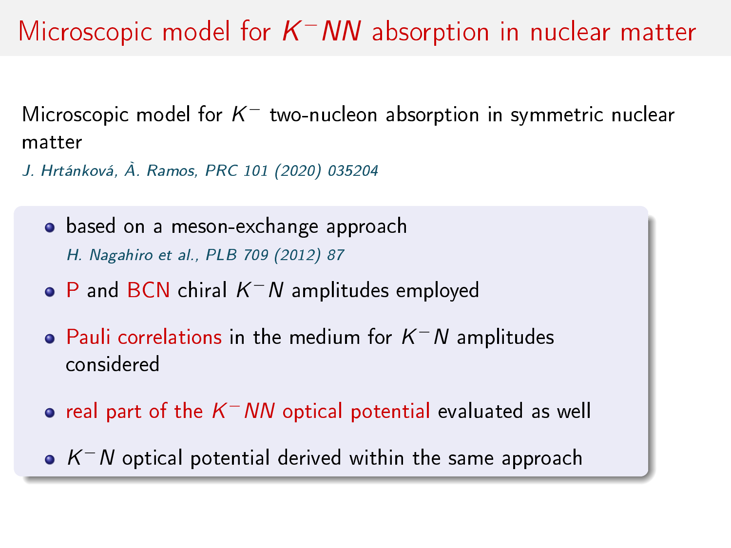# Microscopic model for $K^-NN$ absorption in nuclear matter

Microscopic model for $K^-$ two-nucleon absorption in symmetric nuclear matter

*J. Hrtánková, À. Ramos, PRC 101 (2020) 035204*

- based on a meson-exchange approach
  *H. Nagahiro et al., PLB 709 (2012) 87*
- P and BCN chiral $K^-N$ amplitudes employed
- Pauli correlations in the medium for $K^-N$ amplitudes considered
- real part of the $K^-NN$ optical potential evaluated as well
- $K^-N$ optical potential derived within the same approach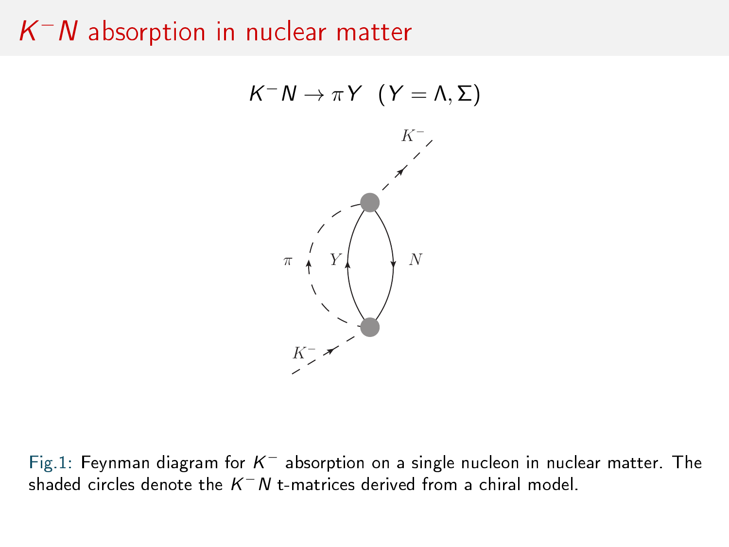# $K^-N$ absorption in nuclear matter

$$K^-N \to \pi Y \;\; (Y = \Lambda, \Sigma)$$

Fig.1: Feynman diagram for $K^-$ absorption on a single nucleon in nuclear matter. The shaded circles denote the $K^-N$ t-matrices derived from a chiral model.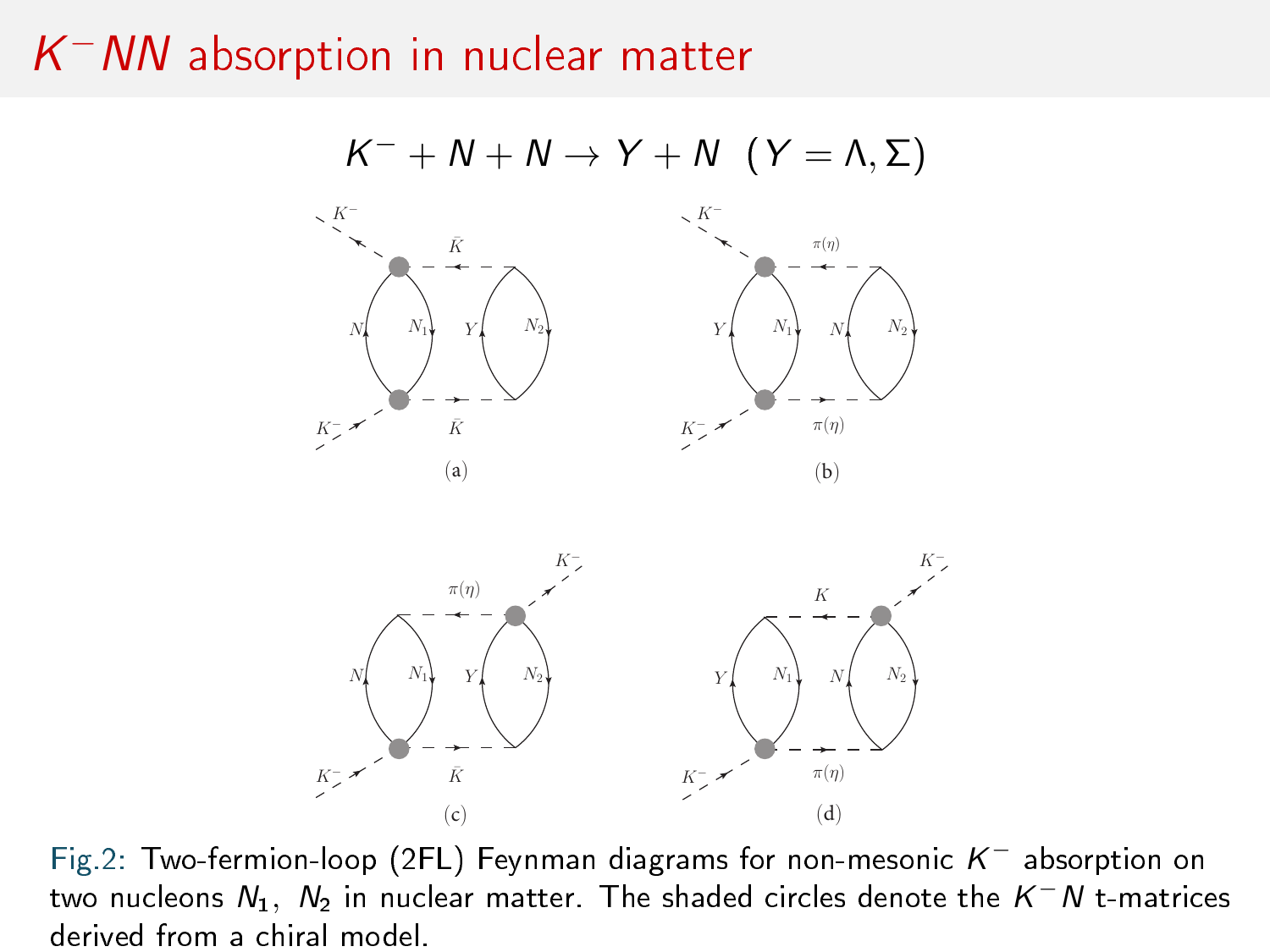# $K^-NN$ absorption in nuclear matter

$$K^- + N + N \to Y + N \;\; (Y = \Lambda, \Sigma)$$

Fig.2: Two-fermion-loop (2FL) Feynman diagrams for non-mesonic $K^-$ absorption on two nucleons $N_1$, $N_2$ in nuclear matter. The shaded circles denote the $K^-N$ t-matrices derived from a chiral model.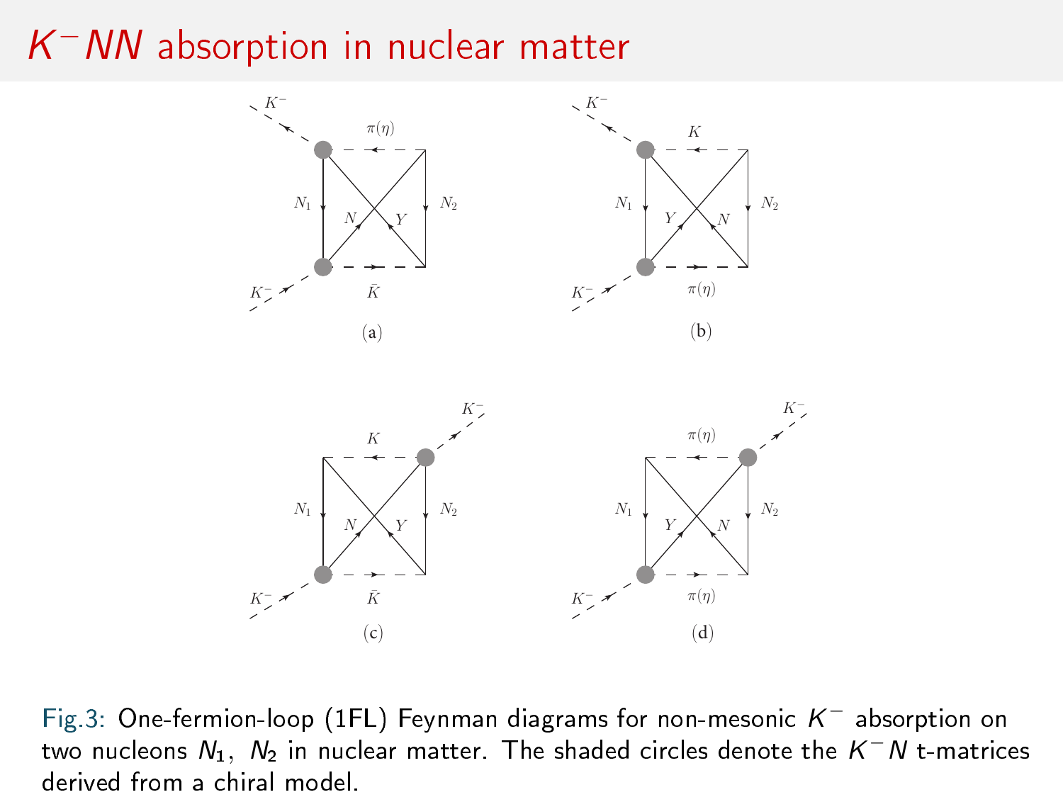# $K^-NN$ absorption in nuclear matter

Fig.3: One-fermion-loop (1FL) Feynman diagrams for non-mesonic $K^-$ absorption on two nucleons $N_1$, $N_2$ in nuclear matter. The shaded circles denote the $K^-N$ t-matrices derived from a chiral model.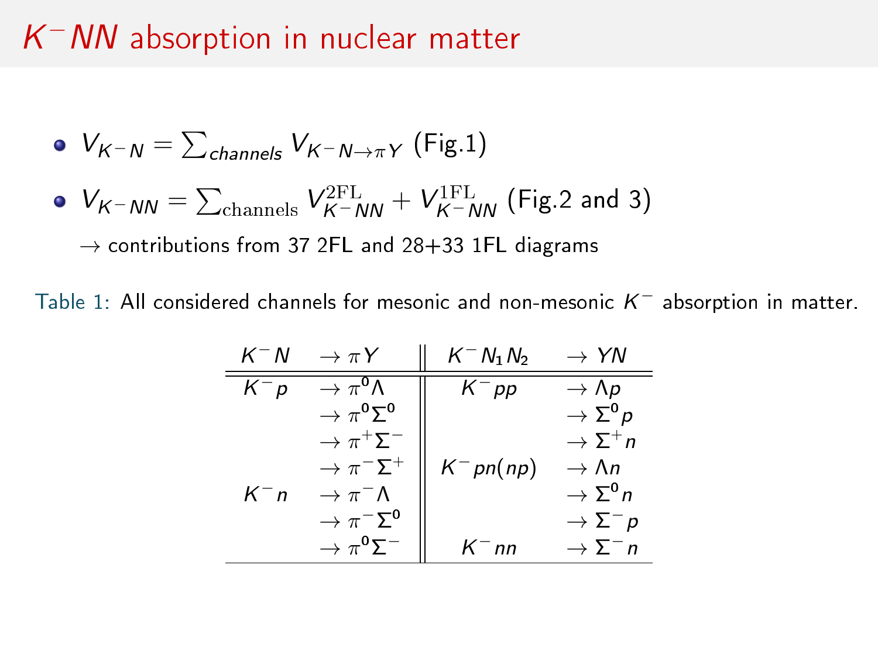# $K^-NN$ absorption in nuclear matter

- $V_{K^-N} = \sum_{channels} V_{K^-N \to \pi Y}$ (Fig.1)
- $V_{K^-NN} = \sum_{\text{channels}} V^{\text{2FL}}_{K^-NN} + V^{\text{1FL}}_{K^-NN}$ (Fig.2 and 3)

  $\rightarrow$ contributions from 37 2FL and 28+33 1FL diagrams

Table 1: All considered channels for mesonic and non-mesonic $K^-$ absorption in matter.

| $K^-N$ | $\to \pi Y$ | $K^-N_1N_2$ | $\to YN$ |
|---|---|---|---|
| $K^-p$ | $\to \pi^0\Lambda$ | $K^-pp$ | $\to \Lambda p$ |
| | $\to \pi^0\Sigma^0$ | | $\to \Sigma^0 p$ |
| | $\to \pi^+\Sigma^-$ | | $\to \Sigma^+ n$ |
| | $\to \pi^-\Sigma^+$ | $K^-pn(np)$ | $\to \Lambda n$ |
| $K^-n$ | $\to \pi^-\Lambda$ | | $\to \Sigma^0 n$ |
| | $\to \pi^-\Sigma^0$ | | $\to \Sigma^- p$ |
| | $\to \pi^0\Sigma^-$ | $K^-nn$ | $\to \Sigma^- n$ |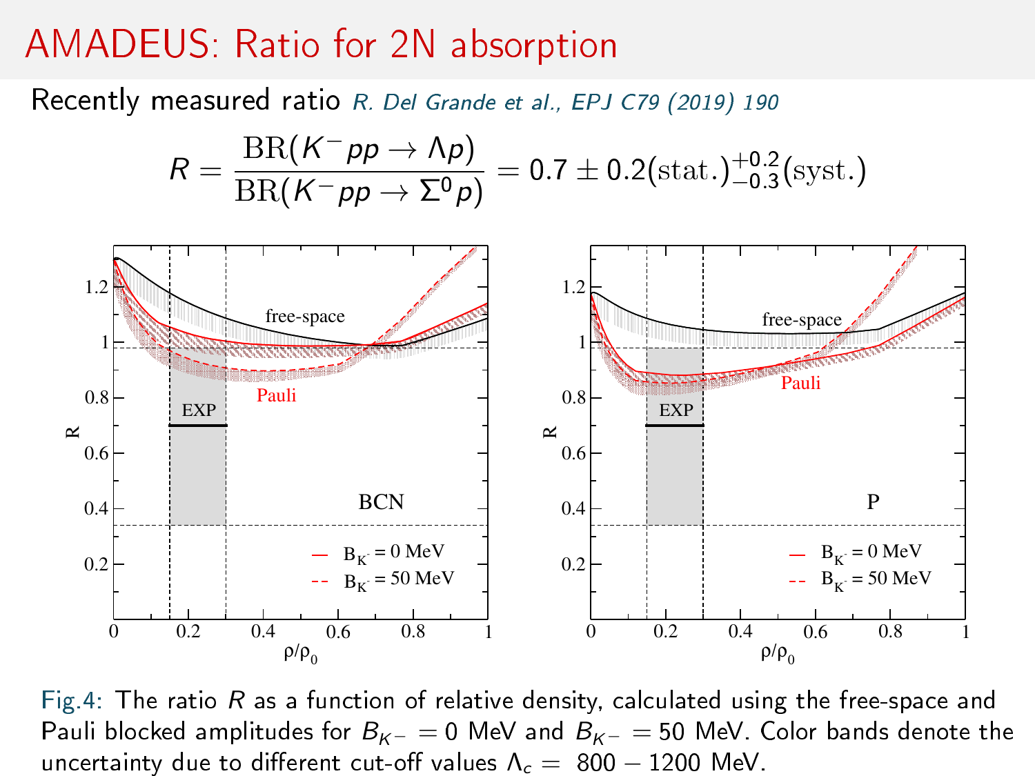# AMADEUS: Ratio for 2N absorption

Recently measured ratio *R. Del Grande et al., EPJ C79 (2019) 190*

$$R = \frac{\mathrm{BR}(K^- pp \to \Lambda p)}{\mathrm{BR}(K^- pp \to \Sigma^0 p)} = 0.7 \pm 0.2(\mathrm{stat.})^{+0.2}_{-0.3}(\mathrm{syst.})$$

Fig.4: The ratio $R$ as a function of relative density, calculated using the free-space and Pauli blocked amplitudes for $B_{K^-} = 0$ MeV and $B_{K^-} = 50$ MeV. Color bands denote the uncertainty due to different cut-off values $\Lambda_c =$ 800 − 1200 MeV.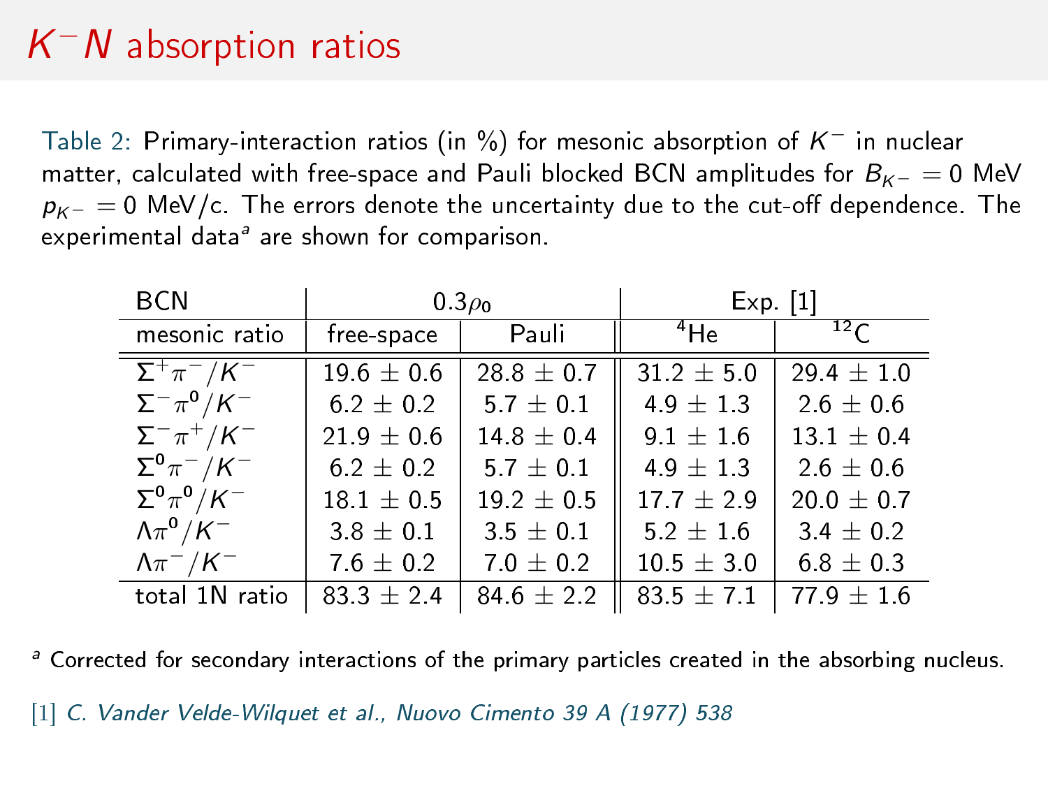# $K^- N$ absorption ratios

Table 2: Primary-interaction ratios (in %) for mesonic absorption of $K^-$ in nuclear matter, calculated with free-space and Pauli blocked BCN amplitudes for $B_{K^-} = 0$ MeV $p_{K^-} = 0$ MeV/c. The errors denote the uncertainty due to the cut-off dependence. The experimental data[a] are shown for comparison.

| BCN | $0.3\rho_0$ | | Exp. [1] | |
|---|---|---|---|---|
| mesonic ratio | free-space | Pauli | $^4$He | $^{12}$C |
| $\Sigma^+\pi^-/K^-$ | 19.6 ± 0.6 | 28.8 ± 0.7 | 31.2 ± 5.0 | 29.4 ± 1.0 |
| $\Sigma^-\pi^0/K^-$ | 6.2 ± 0.2 | 5.7 ± 0.1 | 4.9 ± 1.3 | 2.6 ± 0.6 |
| $\Sigma^-\pi^+/K^-$ | 21.9 ± 0.6 | 14.8 ± 0.4 | 9.1 ± 1.6 | 13.1 ± 0.4 |
| $\Sigma^0\pi^-/K^-$ | 6.2 ± 0.2 | 5.7 ± 0.1 | 4.9 ± 1.3 | 2.6 ± 0.6 |
| $\Sigma^0\pi^0/K^-$ | 18.1 ± 0.5 | 19.2 ± 0.5 | 17.7 ± 2.9 | 20.0 ± 0.7 |
| $\Lambda\pi^0/K^-$ | 3.8 ± 0.1 | 3.5 ± 0.1 | 5.2 ± 1.6 | 3.4 ± 0.2 |
| $\Lambda\pi^-/K^-$ | 7.6 ± 0.2 | 7.0 ± 0.2 | 10.5 ± 3.0 | 6.8 ± 0.3 |
| total 1N ratio | 83.3 ± 2.4 | 84.6 ± 2.2 | 83.5 ± 7.1 | 77.9 ± 1.6 |

[a] Corrected for secondary interactions of the primary particles created in the absorbing nucleus.

[1] *C. Vander Velde-Wilquet et al., Nuovo Cimento 39 A (1977) 538*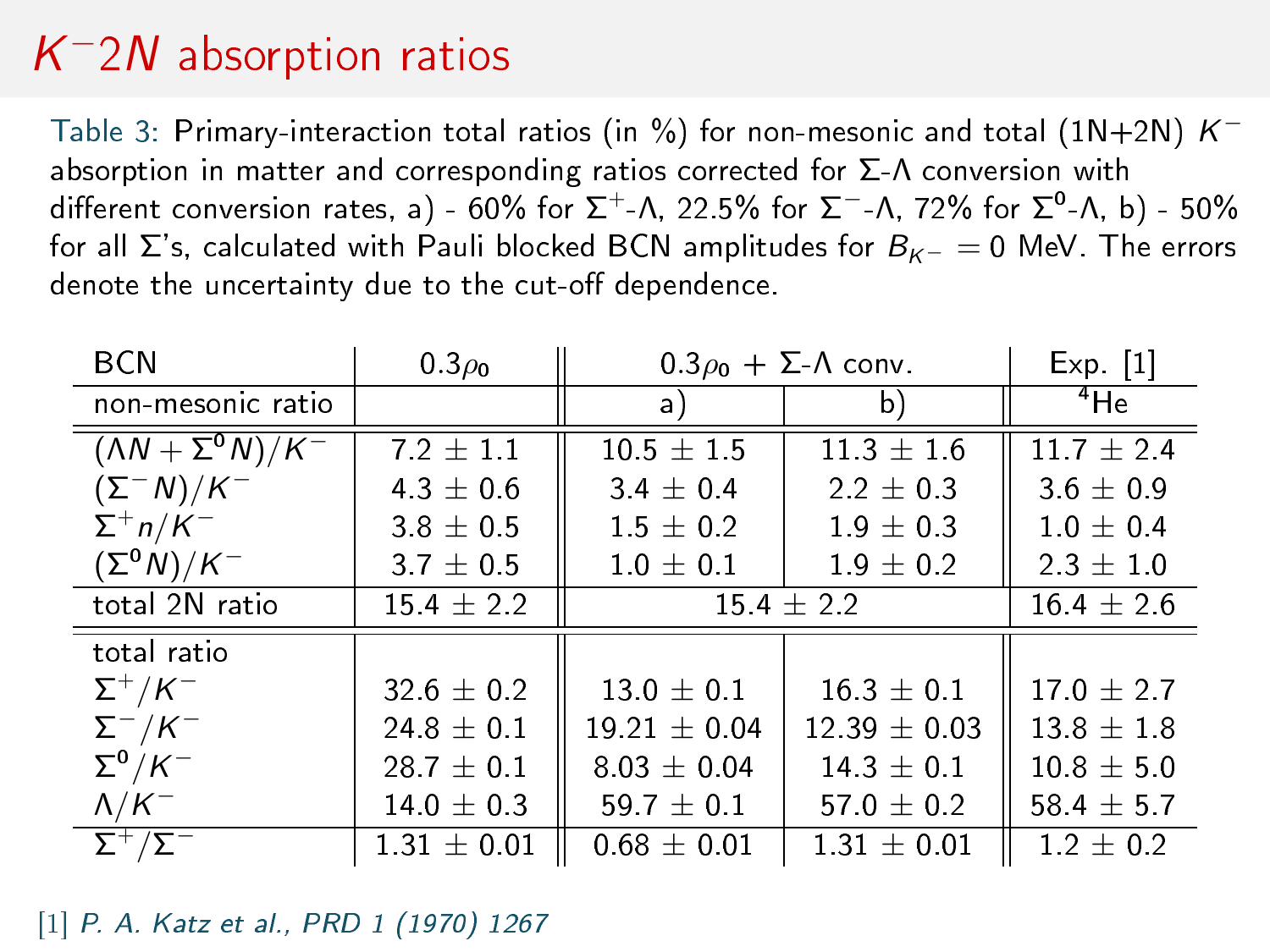# $K^-2N$ absorption ratios

Table 3: Primary-interaction total ratios (in %) for non-mesonic and total (1N+2N) $K^-$ absorption in matter and corresponding ratios corrected for $\Sigma$-$\Lambda$ conversion with different conversion rates, a) - 60% for $\Sigma^+$-$\Lambda$, 22.5% for $\Sigma^-$-$\Lambda$, 72% for $\Sigma^0$-$\Lambda$, b) - 50% for all $\Sigma$'s, calculated with Pauli blocked BCN amplitudes for $B_{K^-} = 0$ MeV. The errors denote the uncertainty due to the cut-off dependence.

| BCN | $0.3\rho_0$ | $0.3\rho_0$ + $\Sigma$-$\Lambda$ conv. | | Exp. [1] |
|---|---|---|---|---|
| non-mesonic ratio | | a) | b) | $^4$He |
| $(\Lambda N + \Sigma^0 N)/K^-$ | 7.2 ± 1.1 | 10.5 ± 1.5 | 11.3 ± 1.6 | 11.7 ± 2.4 |
| $(\Sigma^- N)/K^-$ | 4.3 ± 0.6 | 3.4 ± 0.4 | 2.2 ± 0.3 | 3.6 ± 0.9 |
| $\Sigma^+ n/K^-$ | 3.8 ± 0.5 | 1.5 ± 0.2 | 1.9 ± 0.3 | 1.0 ± 0.4 |
| $(\Sigma^0 N)/K^-$ | 3.7 ± 0.5 | 1.0 ± 0.1 | 1.9 ± 0.2 | 2.3 ± 1.0 |
| total 2N ratio | 15.4 ± 2.2 | 15.4 ± 2.2 | | 16.4 ± 2.6 |
| total ratio | | | | |
| $\Sigma^+/K^-$ | 32.6 ± 0.2 | 13.0 ± 0.1 | 16.3 ± 0.1 | 17.0 ± 2.7 |
| $\Sigma^-/K^-$ | 24.8 ± 0.1 | 19.21 ± 0.04 | 12.39 ± 0.03 | 13.8 ± 1.8 |
| $\Sigma^0/K^-$ | 28.7 ± 0.1 | 8.03 ± 0.04 | 14.3 ± 0.1 | 10.8 ± 5.0 |
| $\Lambda/K^-$ | 14.0 ± 0.3 | 59.7 ± 0.1 | 57.0 ± 0.2 | 58.4 ± 5.7 |
| $\Sigma^+/\Sigma^-$ | 1.31 ± 0.01 | 0.68 ± 0.01 | 1.31 ± 0.01 | 1.2 ± 0.2 |

[1] *P. A. Katz et al., PRD 1 (1970) 1267*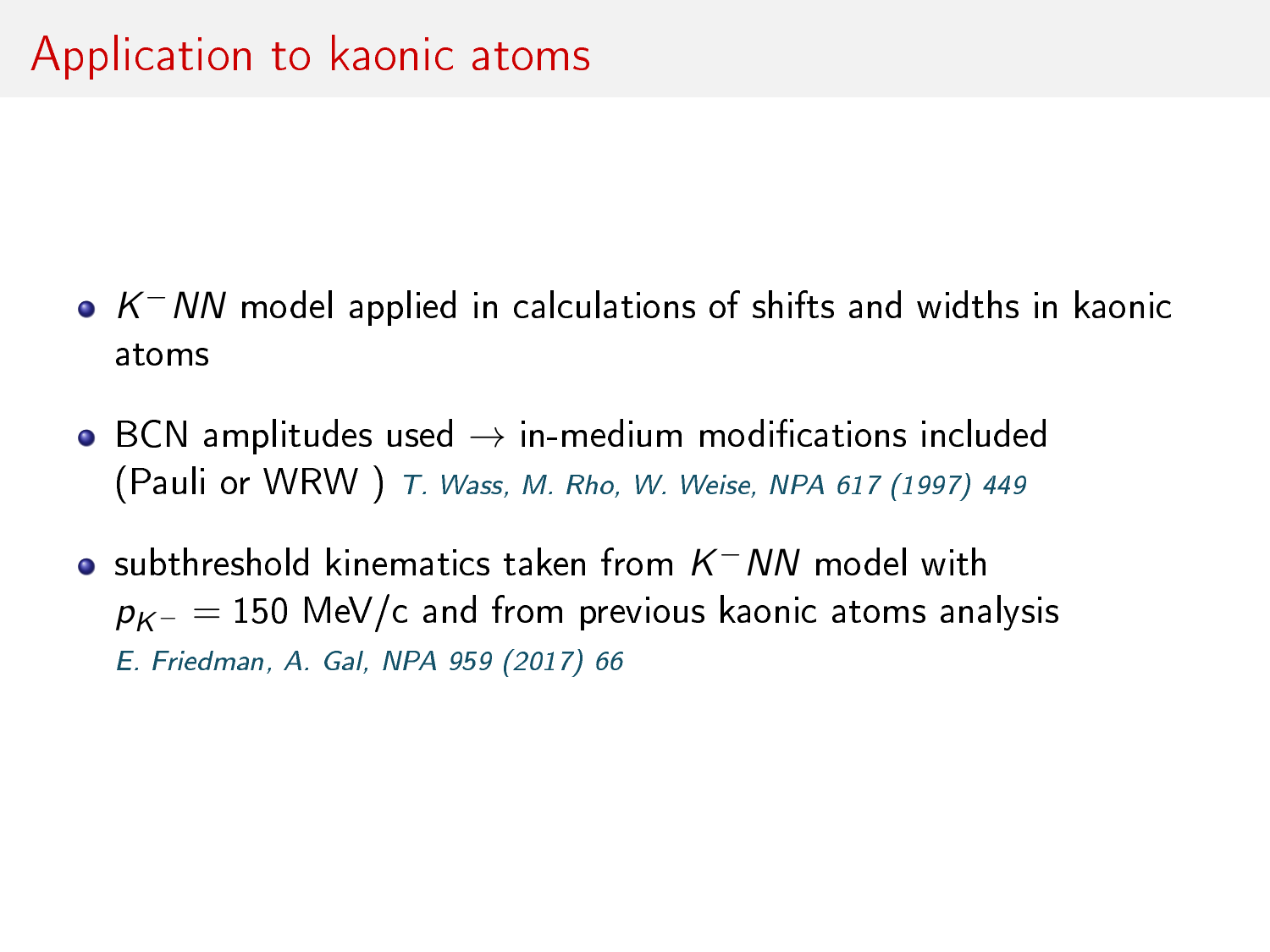# Application to kaonic atoms

- $K^-NN$ model applied in calculations of shifts and widths in kaonic atoms
- BCN amplitudes used → in-medium modifications included (Pauli or WRW ) *T. Wass, M. Rho, W. Weise, NPA 617 (1997) 449*
- subthreshold kinematics taken from $K^-NN$ model with $p_{K^-} = 150$ MeV/c and from previous kaonic atoms analysis *E. Friedman, A. Gal, NPA 959 (2017) 66*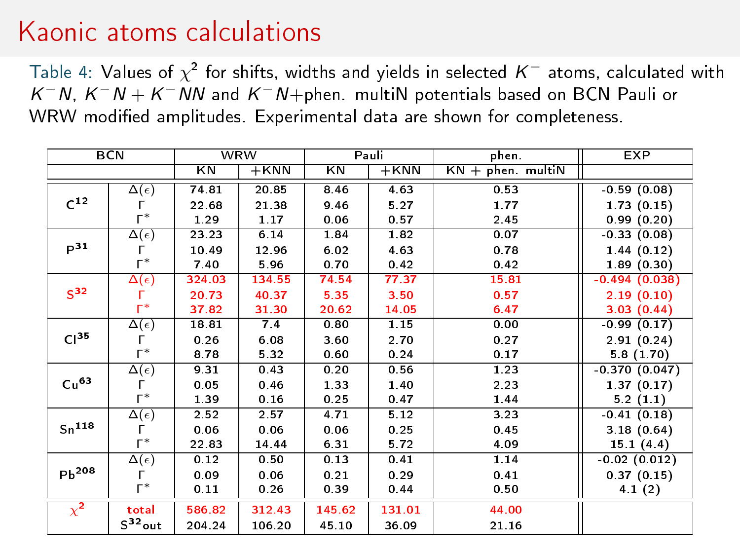# Kaonic atoms calculations

Table 4: Values of $\chi^2$ for shifts, widths and yields in selected $K^-$ atoms, calculated with $K^-N$, $K^-N + K^-NN$ and $K^-N$+phen. multiN potentials based on BCN Pauli or WRW modified amplitudes. Experimental data are shown for completeness.

| BCN | | WRW | | Pauli | | phen. | EXP |
|---|---|---|---|---|---|---|---|
| | | KN | +KNN | KN | +KNN | KN + phen. multiN | |
| $C^{12}$ | $\Delta(\epsilon)$ | 74.81 | 20.85 | 8.46 | 4.63 | 0.53 | -0.59 (0.08) |
| | $\Gamma$ | 22.68 | 21.38 | 9.46 | 5.27 | 1.77 | 1.73 (0.15) |
| | $\Gamma^*$ | 1.29 | 1.17 | 0.06 | 0.57 | 2.45 | 0.99 (0.20) |
| $P^{31}$ | $\Delta(\epsilon)$ | 23.23 | 6.14 | 1.84 | 1.82 | 0.07 | -0.33 (0.08) |
| | $\Gamma$ | 10.49 | 12.96 | 6.02 | 4.63 | 0.78 | 1.44 (0.12) |
| | $\Gamma^*$ | 7.40 | 5.96 | 0.70 | 0.42 | 0.42 | 1.89 (0.30) |
| $S^{32}$ | $\Delta(\epsilon)$ | 324.03 | 134.55 | 74.54 | 77.37 | 15.81 | -0.494 (0.038) |
| | $\Gamma$ | 20.73 | 40.37 | 5.35 | 3.50 | 0.57 | 2.19 (0.10) |
| | $\Gamma^*$ | 37.82 | 31.30 | 20.62 | 14.05 | 6.47 | 3.03 (0.44) |
| $Cl^{35}$ | $\Delta(\epsilon)$ | 18.81 | 7.4 | 0.80 | 1.15 | 0.00 | -0.99 (0.17) |
| | $\Gamma$ | 0.26 | 6.08 | 3.60 | 2.70 | 0.27 | 2.91 (0.24) |
| | $\Gamma^*$ | 8.78 | 5.32 | 0.60 | 0.24 | 0.17 | 5.8 (1.70) |
| $Cu^{63}$ | $\Delta(\epsilon)$ | 9.31 | 0.43 | 0.20 | 0.56 | 1.23 | -0.370 (0.047) |
| | $\Gamma$ | 0.05 | 0.46 | 1.33 | 1.40 | 2.23 | 1.37 (0.17) |
| | $\Gamma^*$ | 1.39 | 0.16 | 0.25 | 0.47 | 1.44 | 5.2 (1.1) |
| $Sn^{118}$ | $\Delta(\epsilon)$ | 2.52 | 2.57 | 4.71 | 5.12 | 3.23 | -0.41 (0.18) |
| | $\Gamma$ | 0.06 | 0.06 | 0.06 | 0.25 | 0.45 | 3.18 (0.64) |
| | $\Gamma^*$ | 22.83 | 14.44 | 6.31 | 5.72 | 4.09 | 15.1 (4.4) |
| $Pb^{208}$ | $\Delta(\epsilon)$ | 0.12 | 0.50 | 0.13 | 0.41 | 1.14 | -0.02 (0.012) |
| | $\Gamma$ | 0.09 | 0.06 | 0.21 | 0.29 | 0.41 | 0.37 (0.15) |
| | $\Gamma^*$ | 0.11 | 0.26 | 0.39 | 0.44 | 0.50 | 4.1 (2) |
| $\chi^2$ | total | 586.82 | 312.43 | 145.62 | 131.01 | 44.00 | |
| | $S^{32}$out | 204.24 | 106.20 | 45.10 | 36.09 | 21.16 | |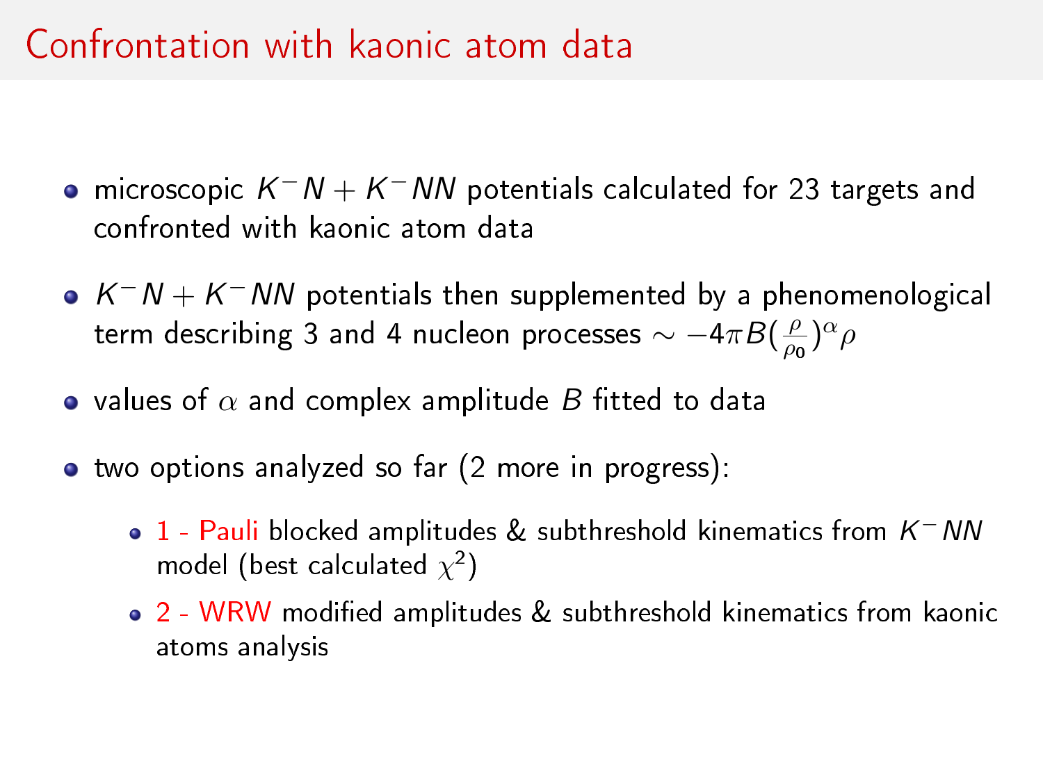# Confrontation with kaonic atom data

- microscopic $K^-N + K^-NN$ potentials calculated for 23 targets and confronted with kaonic atom data
- $K^-N + K^-NN$ potentials then supplemented by a phenomenological term describing 3 and 4 nucleon processes $\sim -4\pi B(\frac{\rho}{\rho_0})^\alpha \rho$
- values of $\alpha$ and complex amplitude $B$ fitted to data
- two options analyzed so far (2 more in progress):
  - 1 - Pauli blocked amplitudes & subthreshold kinematics from $K^-NN$ model (best calculated $\chi^2$)
  - 2 - WRW modified amplitudes & subthreshold kinematics from kaonic atoms analysis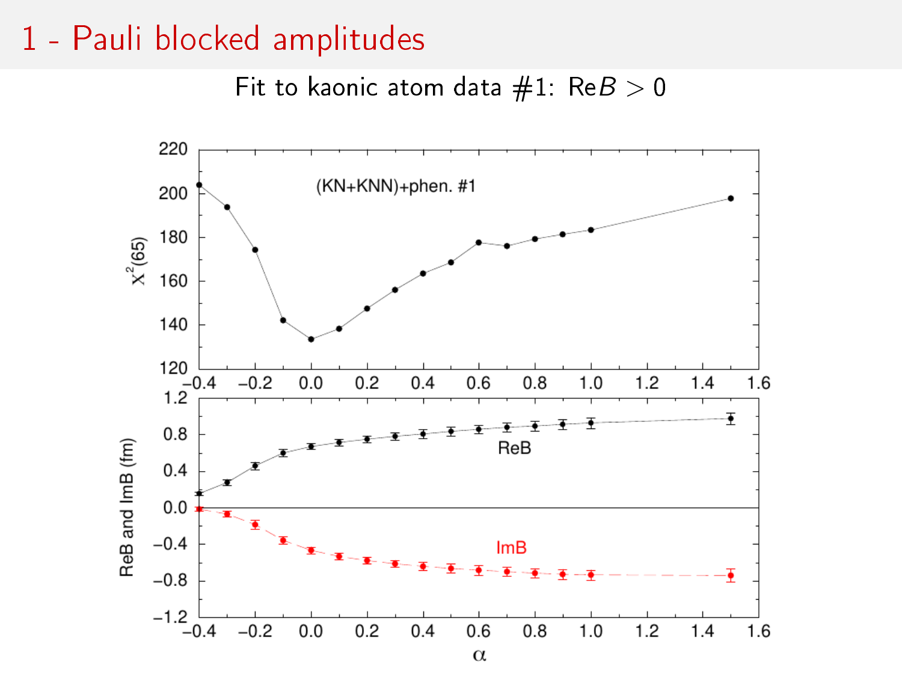# 1 - Pauli blocked amplitudes

Fit to kaonic atom data #1: Re$B > 0$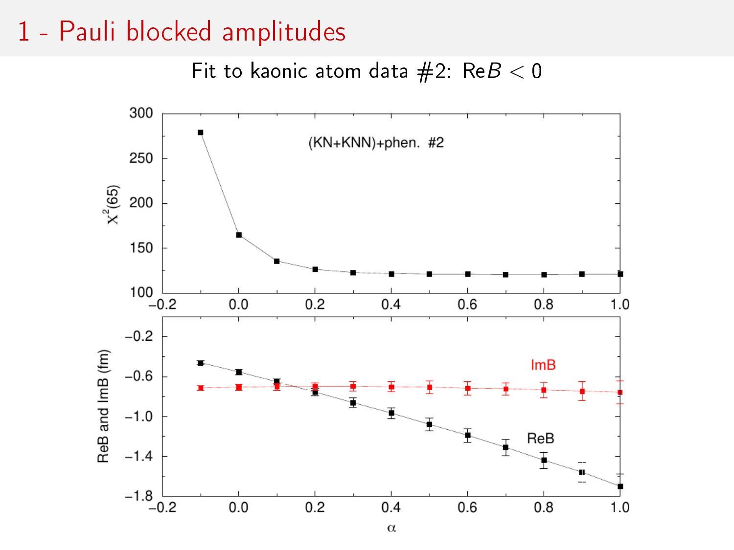# 1 - Pauli blocked amplitudes

Fit to kaonic atom data #2: Re$B < 0$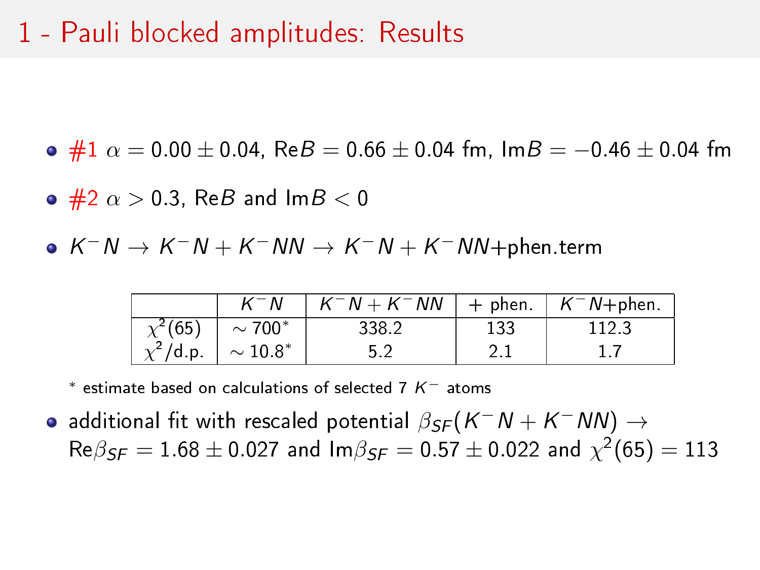# 1 - Pauli blocked amplitudes: Results

- #1 $\alpha = 0.00 \pm 0.04$, Re$B = 0.66 \pm 0.04$ fm, Im$B = -0.46 \pm 0.04$ fm
- #2 $\alpha > 0.3$, Re$B$ and Im$B < 0$
- $K^-N \rightarrow K^-N + K^-NN \rightarrow K^-N + K^-NN$+phen.term

| | $K^-N$ | $K^-N + K^-NN$ | + phen. | $K^-N$+phen. |
|---|---|---|---|---|
| $\chi^2(65)$ | $\sim 700^*$ | 338.2 | 133 | 112.3 |
| $\chi^2$/d.p. | $\sim 10.8^*$ | 5.2 | 2.1 | 1.7 |

* estimate based on calculations of selected 7 $K^-$ atoms

- additional fit with rescaled potential $\beta_{SF}(K^-N + K^-NN) \rightarrow$ Re$\beta_{SF} = 1.68 \pm 0.027$ and Im$\beta_{SF} = 0.57 \pm 0.022$ and $\chi^2(65) = 113$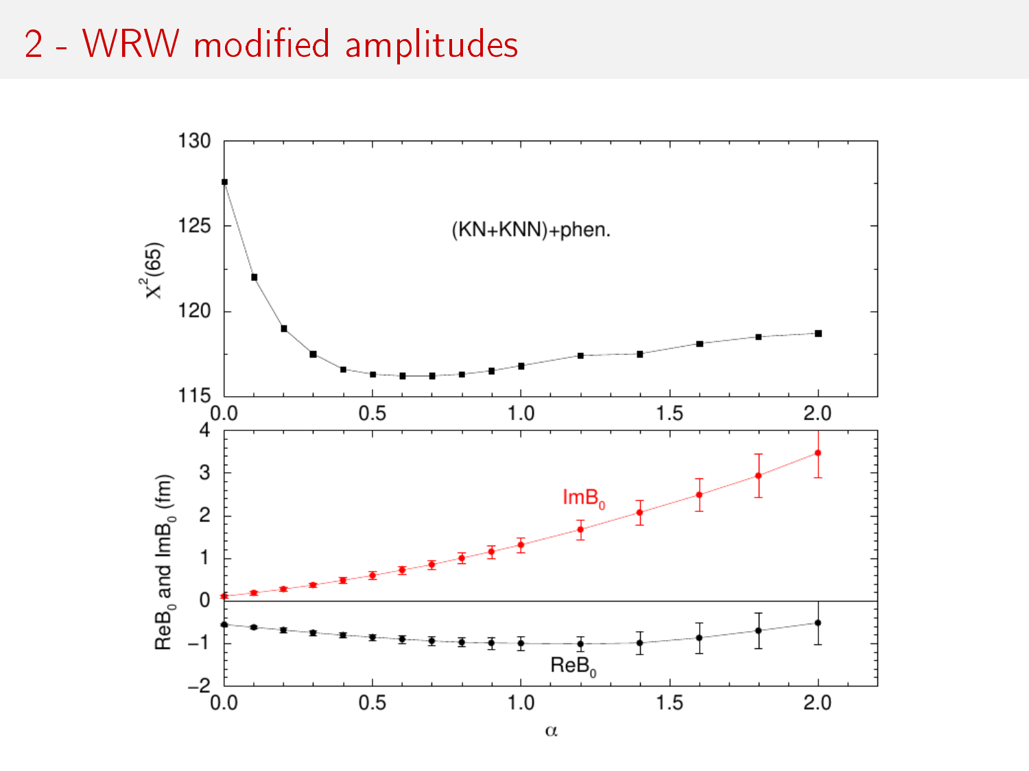# 2 - WRW modified amplitudes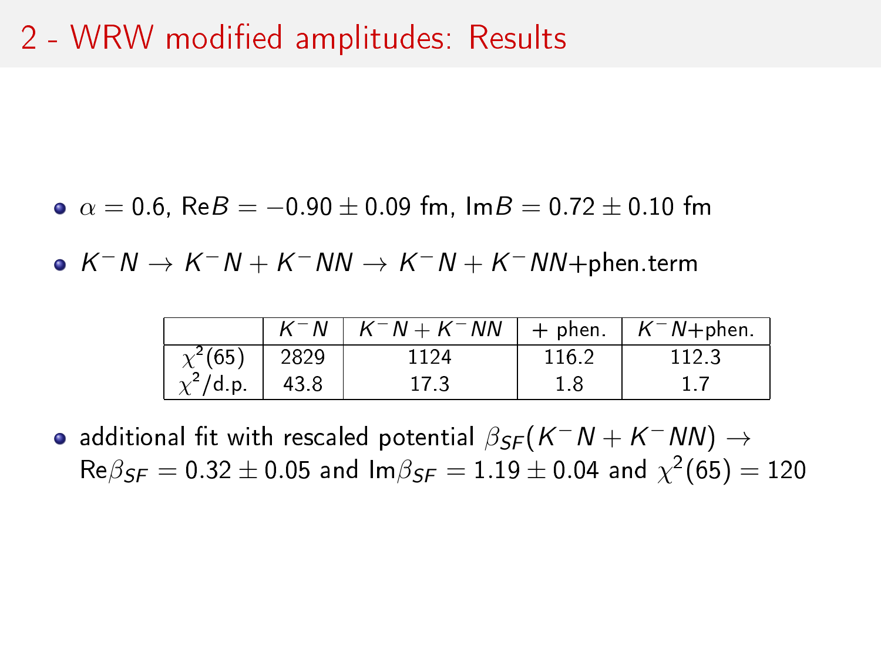# 2 - WRW modified amplitudes: Results

- $\alpha = 0.6$, Re$B = -0.90 \pm 0.09$ fm, Im$B = 0.72 \pm 0.10$ fm
- $K^-N \rightarrow K^-N + K^-NN \rightarrow K^-N + K^-NN$+phen.term

| | $K^-N$ | $K^-N + K^-NN$ | + phen. | $K^-N$+phen. |
|---|---|---|---|---|
| $\chi^2(65)$ | 2829 | 1124 | 116.2 | 112.3 |
| $\chi^2$/d.p. | 43.8 | 17.3 | 1.8 | 1.7 |

- additional fit with rescaled potential $\beta_{SF}(K^-N + K^-NN) \rightarrow$ Re$\beta_{SF} = 0.32 \pm 0.05$ and Im$\beta_{SF} = 1.19 \pm 0.04$ and $\chi^2(65) = 120$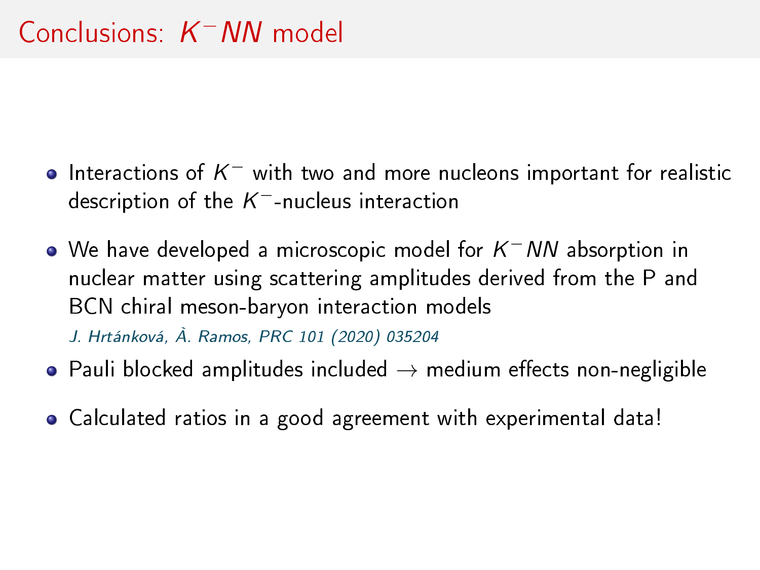# Conclusions: $K^-NN$ model

- Interactions of $K^-$ with two and more nucleons important for realistic description of the $K^-$-nucleus interaction
- We have developed a microscopic model for $K^-NN$ absorption in nuclear matter using scattering amplitudes derived from the P and BCN chiral meson-baryon interaction models
  *J. Hrtánková, À. Ramos, PRC 101 (2020) 035204*
- Pauli blocked amplitudes included → medium effects non-negligible
- Calculated ratios in a good agreement with experimental data!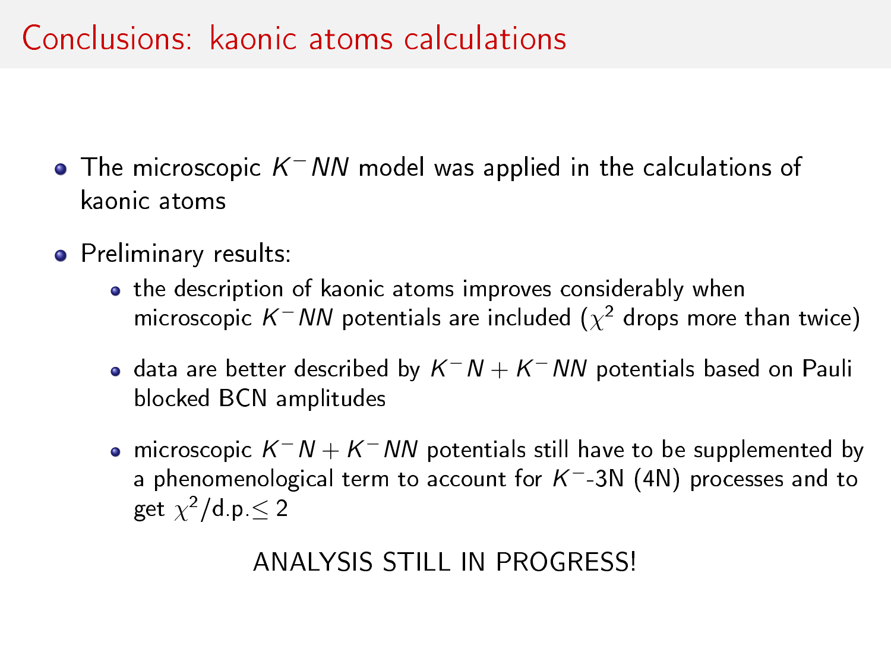# Conclusions: kaonic atoms calculations

- The microscopic $K^- NN$ model was applied in the calculations of kaonic atoms
- Preliminary results:
  - the description of kaonic atoms improves considerably when microscopic $K^- NN$ potentials are included ($\chi^2$ drops more than twice)
  - data are better described by $K^- N + K^- NN$ potentials based on Pauli blocked BCN amplitudes
  - microscopic $K^- N + K^- NN$ potentials still have to be supplemented by a phenomenological term to account for $K^-$-3N (4N) processes and to get $\chi^2$/d.p.$\leq 2$

ANALYSIS STILL IN PROGRESS!